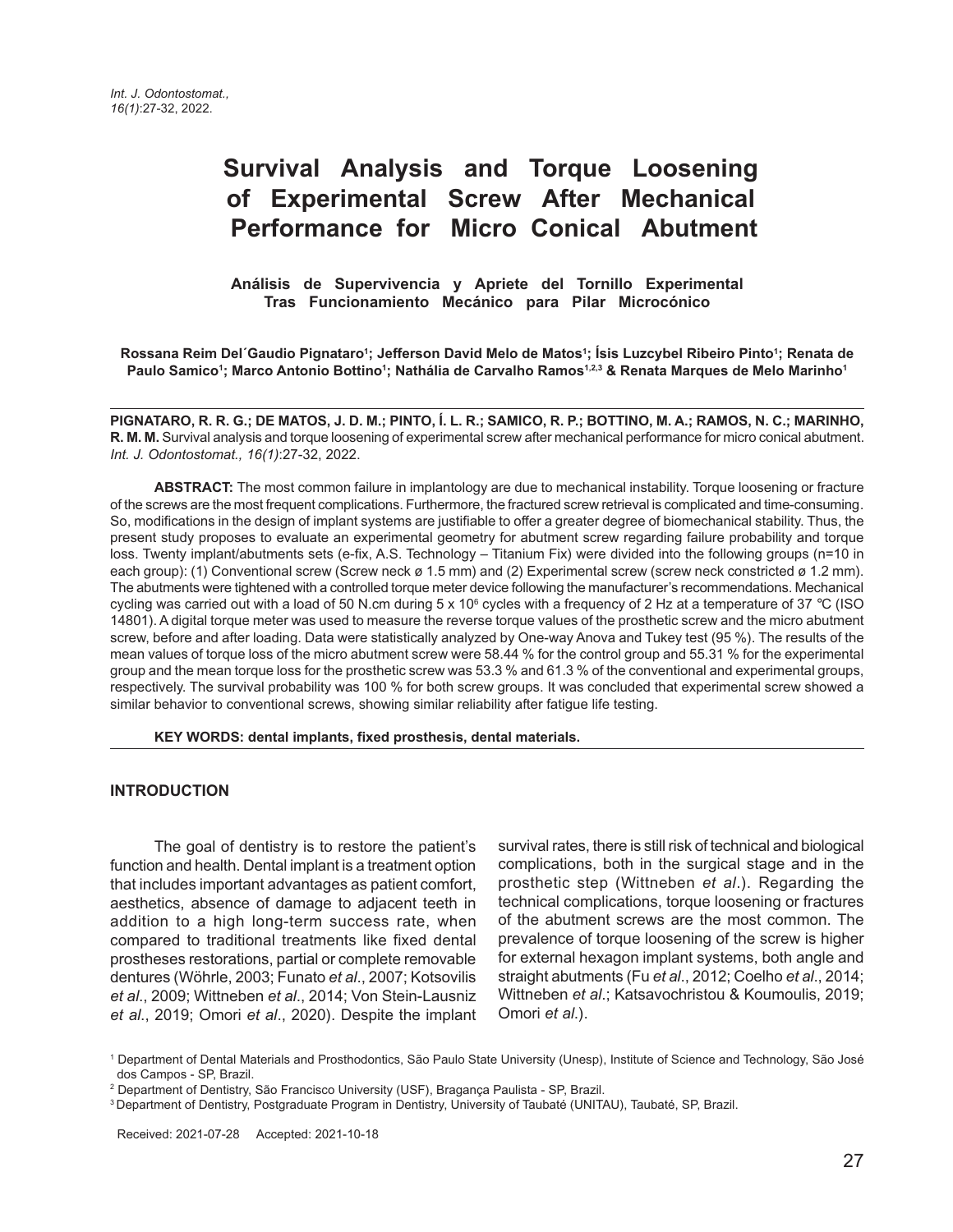# Survival Analysis and Torque Loosening of Experimental Screw After Mechanical Performance for Micro Conical Abutment

**Análisis de Supervivencia y Apriete del Tornillo Experimental Tras Funcionamiento Mecánico para Pilar Microcónico**

**Rossana Reim Del´Gaudio Pignataro[1]; Jefferson David Melo de Matos[1]; Ísis Luzcybel Ribeiro Pinto[1]; Renata de Paulo Samico[1]; Marco Antonio Bottino[1]; Nathália de Carvalho Ramos[1,2,3] & Renata Marques de Melo Marinho[1]**

**PIGNATARO, R. R. G.; DE MATOS, J. D. M.; PINTO, Í. L. R.; SAMICO, R. P.; BOTTINO, M. A.; RAMOS, N. C.; MARINHO, R. M. M.** Survival analysis and torque loosening of experimental screw after mechanical performance for micro conical abutment. *Int. J. Odontostomat., 16(1)*:27-32, 2022.

**ABSTRACT:** The most common failure in implantology are due to mechanical instability. Torque loosening or fracture of the screws are the most frequent complications. Furthermore, the fractured screw retrieval is complicated and time-consuming. So, modifications in the design of implant systems are justifiable to offer a greater degree of biomechanical stability. Thus, the present study proposes to evaluate an experimental geometry for abutment screw regarding failure probability and torque loss. Twenty implant/abutments sets (e-fix, A.S. Technology – Titanium Fix) were divided into the following groups (n=10 in each group): (1) Conventional screw (Screw neck ø 1.5 mm) and (2) Experimental screw (screw neck constricted ø 1.2 mm). The abutments were tightened with a controlled torque meter device following the manufacturer's recommendations. Mechanical cycling was carried out with a load of 50 N.cm during 5 x $10^6$ cycles with a frequency of 2 Hz at a temperature of 37 ºC (ISO 14801). A digital torque meter was used to measure the reverse torque values of the prosthetic screw and the micro abutment screw, before and after loading. Data were statistically analyzed by One-way Anova and Tukey test (95 %). The results of the mean values of torque loss of the micro abutment screw were 58.44 % for the control group and 55.31 % for the experimental group and the mean torque loss for the prosthetic screw was 53.3 % and 61.3 % of the conventional and experimental groups, respectively. The survival probability was 100 % for both screw groups. It was concluded that experimental screw showed a similar behavior to conventional screws, showing similar reliability after fatigue life testing.

**KEY WORDS: dental implants, fixed prosthesis, dental materials.**

## INTRODUCTION

The goal of dentistry is to restore the patient's function and health. Dental implant is a treatment option that includes important advantages as patient comfort, aesthetics, absence of damage to adjacent teeth in addition to a high long-term success rate, when compared to traditional treatments like fixed dental prostheses restorations, partial or complete removable dentures (Wöhrle, 2003; Funato *et al*., 2007; Kotsovilis *et al*., 2009; Wittneben *et al*., 2014; Von Stein-Lausniz *et al*., 2019; Omori *et al*., 2020). Despite the implant survival rates, there is still risk of technical and biological complications, both in the surgical stage and in the prosthetic step (Wittneben *et al*.). Regarding the technical complications, torque loosening or fractures of the abutment screws are the most common. The prevalence of torque loosening of the screw is higher for external hexagon implant systems, both angle and straight abutments (Fu *et al*., 2012; Coelho *et al*., 2014; Wittneben *et al*.; Katsavochristou & Koumoulis, 2019; Omori *et al*.).

[1] Department of Dental Materials and Prosthodontics, São Paulo State University (Unesp), Institute of Science and Technology, São José dos Campos - SP, Brazil.
[2] Department of Dentistry, São Francisco University (USF), Bragança Paulista - SP, Brazil.
[3] Department of Dentistry, Postgraduate Program in Dentistry, University of Taubaté (UNITAU), Taubaté, SP, Brazil.

Received: 2021-07-28 Accepted: 2021-10-18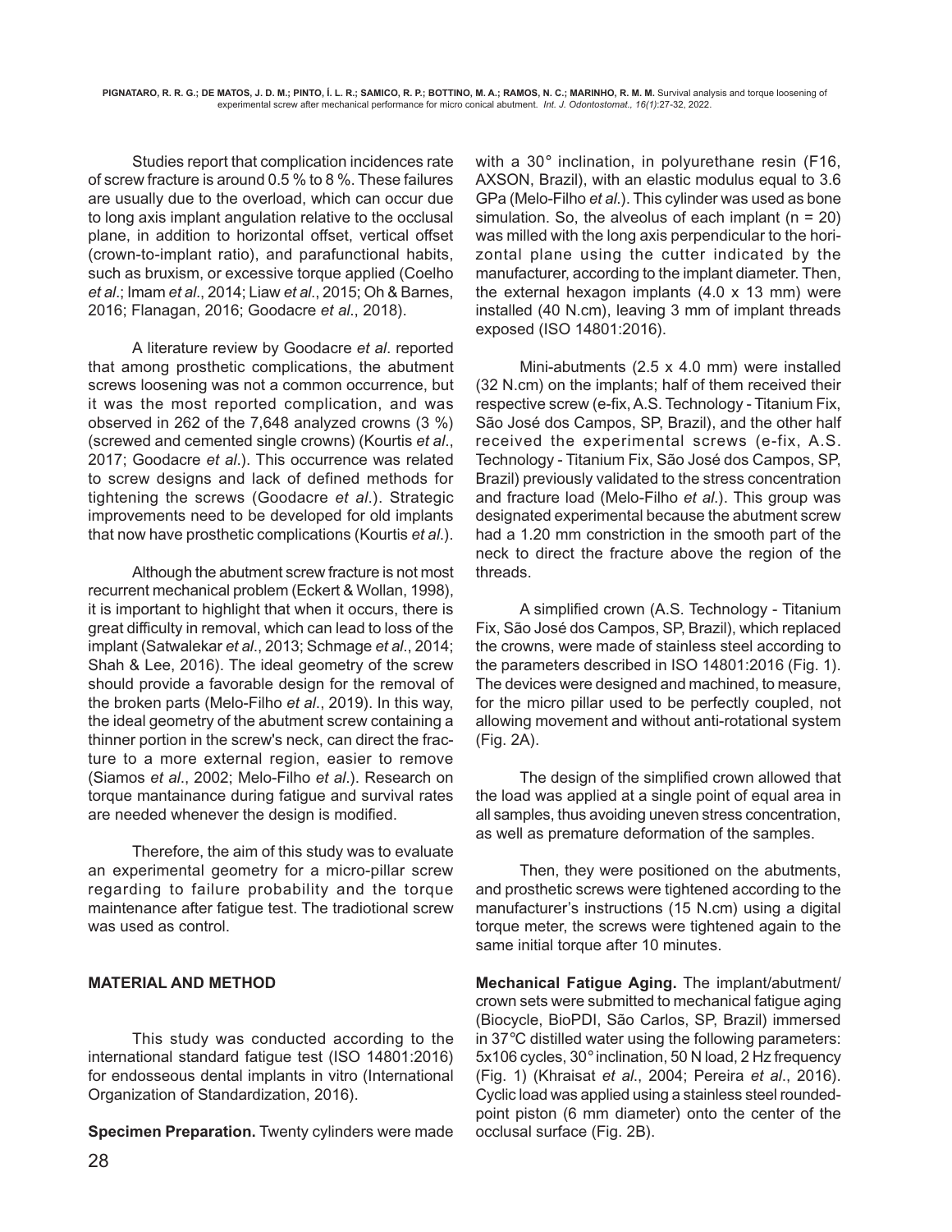Studies report that complication incidences rate of screw fracture is around 0.5 % to 8 %. These failures are usually due to the overload, which can occur due to long axis implant angulation relative to the occlusal plane, in addition to horizontal offset, vertical offset (crown-to-implant ratio), and parafunctional habits, such as bruxism, or excessive torque applied (Coelho *et al*.; Imam *et al*., 2014; Liaw *et al*., 2015; Oh & Barnes, 2016; Flanagan, 2016; Goodacre *et al*., 2018).

A literature review by Goodacre *et al*. reported that among prosthetic complications, the abutment screws loosening was not a common occurrence, but it was the most reported complication, and was observed in 262 of the 7,648 analyzed crowns (3 %) (screwed and cemented single crowns) (Kourtis *et al*., 2017; Goodacre *et al*.). This occurrence was related to screw designs and lack of defined methods for tightening the screws (Goodacre *et al*.). Strategic improvements need to be developed for old implants that now have prosthetic complications (Kourtis *et al*.).

Although the abutment screw fracture is not most recurrent mechanical problem (Eckert & Wollan, 1998), it is important to highlight that when it occurs, there is great difficulty in removal, which can lead to loss of the implant (Satwalekar *et al*., 2013; Schmage *et al*., 2014; Shah & Lee, 2016). The ideal geometry of the screw should provide a favorable design for the removal of the broken parts (Melo-Filho *et al*., 2019). In this way, the ideal geometry of the abutment screw containing a thinner portion in the screw's neck, can direct the fracture to a more external region, easier to remove (Siamos *et al*., 2002; Melo-Filho *et al*.). Research on torque mantainance during fatigue and survival rates are needed whenever the design is modified.

Therefore, the aim of this study was to evaluate an experimental geometry for a micro-pillar screw regarding to failure probability and the torque maintenance after fatigue test. The tradiotional screw was used as control.

## MATERIAL AND METHOD

This study was conducted according to the international standard fatigue test (ISO 14801:2016) for endosseous dental implants in vitro (International Organization of Standardization, 2016).

**Specimen Preparation.** Twenty cylinders were made with a 30° inclination, in polyurethane resin (F16, AXSON, Brazil), with an elastic modulus equal to 3.6 GPa (Melo-Filho *et al*.). This cylinder was used as bone simulation. So, the alveolus of each implant ($n = 20$) was milled with the long axis perpendicular to the horizontal plane using the cutter indicated by the manufacturer, according to the implant diameter. Then, the external hexagon implants (4.0 x 13 mm) were installed (40 N.cm), leaving 3 mm of implant threads exposed (ISO 14801:2016).

Mini-abutments (2.5 x 4.0 mm) were installed (32 N.cm) on the implants; half of them received their respective screw (e-fix, A.S. Technology - Titanium Fix, São José dos Campos, SP, Brazil), and the other half received the experimental screws (e-fix, A.S. Technology - Titanium Fix, São José dos Campos, SP, Brazil) previously validated to the stress concentration and fracture load (Melo-Filho *et al*.). This group was designated experimental because the abutment screw had a 1.20 mm constriction in the smooth part of the neck to direct the fracture above the region of the threads.

A simplified crown (A.S. Technology - Titanium Fix, São José dos Campos, SP, Brazil), which replaced the crowns, were made of stainless steel according to the parameters described in ISO 14801:2016 (Fig. 1). The devices were designed and machined, to measure, for the micro pillar used to be perfectly coupled, not allowing movement and without anti-rotational system (Fig. 2A).

The design of the simplified crown allowed that the load was applied at a single point of equal area in all samples, thus avoiding uneven stress concentration, as well as premature deformation of the samples.

Then, they were positioned on the abutments, and prosthetic screws were tightened according to the manufacturer's instructions (15 N.cm) using a digital torque meter, the screws were tightened again to the same initial torque after 10 minutes.

**Mechanical Fatigue Aging.** The implant/abutment/crown sets were submitted to mechanical fatigue aging (Biocycle, BioPDI, São Carlos, SP, Brazil) immersed in 37 °C distilled water using the following parameters: $5 \times 10^6$ cycles, 30° inclination, 50 N load, 2 Hz frequency (Fig. 1) (Khraisat *et al*., 2004; Pereira *et al*., 2016). Cyclic load was applied using a stainless steel rounded-point piston (6 mm diameter) onto the center of the occlusal surface (Fig. 2B).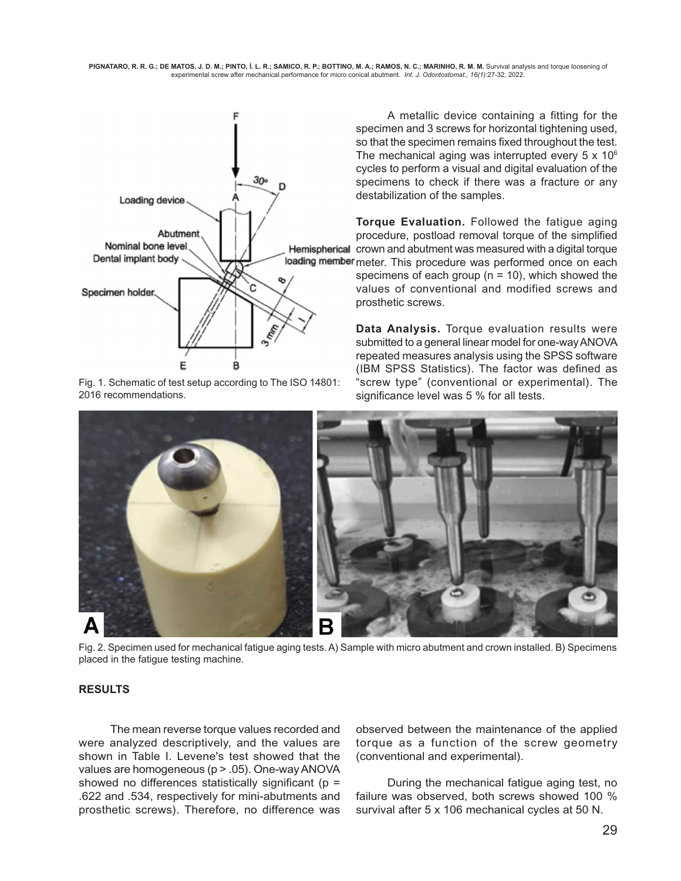Fig. 1. Schematic of test setup according to The ISO 14801: 2016 recommendations.

A metallic device containing a fitting for the specimen and 3 screws for horizontal tightening used, so that the specimen remains fixed throughout the test. The mechanical aging was interrupted every 5 x $10^6$ cycles to perform a visual and digital evaluation of the specimens to check if there was a fracture or any destabilization of the samples.

**Torque Evaluation.** Followed the fatigue aging procedure, postload removal torque of the simplified crown and abutment was measured with a digital torque meter. This procedure was performed once on each specimens of each group (n = 10), which showed the values of conventional and modified screws and prosthetic screws.

**Data Analysis.** Torque evaluation results were submitted to a general linear model for one-way ANOVA repeated measures analysis using the SPSS software (IBM SPSS Statistics). The factor was defined as "screw type" (conventional or experimental). The significance level was 5 % for all tests.

Fig. 2. Specimen used for mechanical fatigue aging tests. A) Sample with micro abutment and crown installed. B) Specimens placed in the fatigue testing machine.

**RESULTS**

The mean reverse torque values recorded and were analyzed descriptively, and the values are shown in Table I. Levene's test showed that the values are homogeneous ($p > .05$). One-way ANOVA showed no differences statistically significant ($p = .622$ and $.534$, respectively for mini-abutments and prosthetic screws). Therefore, no difference was observed between the maintenance of the applied torque as a function of the screw geometry (conventional and experimental).

During the mechanical fatigue aging test, no failure was observed, both screws showed 100 % survival after 5 x 106 mechanical cycles at 50 N.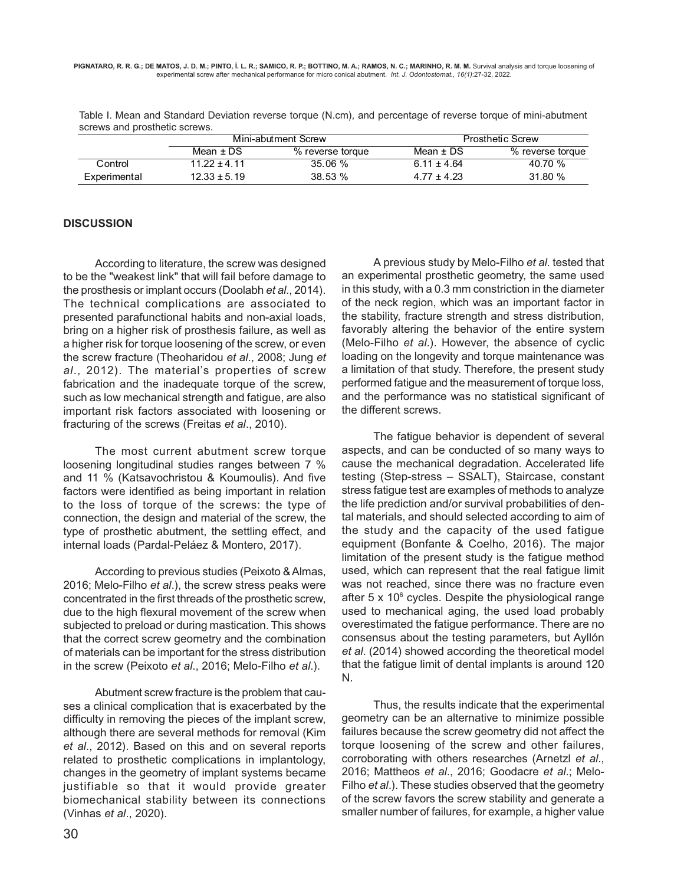Table I. Mean and Standard Deviation reverse torque (N.cm), and percentage of reverse torque of mini-abutment screws and prosthetic screws.

| | Mini-abutment Screw | | Prosthetic Screw | |
|---|---|---|---|---|
| | Mean ± DS | % reverse torque | Mean ± DS | % reverse torque |
| Control | 11.22 ± 4.11 | 35.06 % | 6.11 ± 4.64 | 40.70 % |
| Experimental | 12.33 ± 5.19 | 38.53 % | 4.77 ± 4.23 | 31.80 % |

## DISCUSSION

According to literature, the screw was designed to be the "weakest link" that will fail before damage to the prosthesis or implant occurs (Doolabh *et al*., 2014). The technical complications are associated to presented parafunctional habits and non-axial loads, bring on a higher risk of prosthesis failure, as well as a higher risk for torque loosening of the screw, or even the screw fracture (Theoharidou *et al*., 2008; Jung *et al*., 2012). The material's properties of screw fabrication and the inadequate torque of the screw, such as low mechanical strength and fatigue, are also important risk factors associated with loosening or fracturing of the screws (Freitas *et al*., 2010).

The most current abutment screw torque loosening longitudinal studies ranges between 7 % and 11 % (Katsavochristou & Koumoulis). And five factors were identified as being important in relation to the loss of torque of the screws: the type of connection, the design and material of the screw, the type of prosthetic abutment, the settling effect, and internal loads (Pardal-Peláez & Montero, 2017).

According to previous studies (Peixoto & Almas, 2016; Melo-Filho *et al*.), the screw stress peaks were concentrated in the first threads of the prosthetic screw, due to the high flexural movement of the screw when subjected to preload or during mastication. This shows that the correct screw geometry and the combination of materials can be important for the stress distribution in the screw (Peixoto *et al*., 2016; Melo-Filho *et al*.).

Abutment screw fracture is the problem that causes a clinical complication that is exacerbated by the difficulty in removing the pieces of the implant screw, although there are several methods for removal (Kim *et al*., 2012). Based on this and on several reports related to prosthetic complications in implantology, changes in the geometry of implant systems became justifiable so that it would provide greater biomechanical stability between its connections (Vinhas *et al*., 2020).

A previous study by Melo-Filho *et al*. tested that an experimental prosthetic geometry, the same used in this study, with a 0.3 mm constriction in the diameter of the neck region, which was an important factor in the stability, fracture strength and stress distribution, favorably altering the behavior of the entire system (Melo-Filho *et al*.). However, the absence of cyclic loading on the longevity and torque maintenance was a limitation of that study. Therefore, the present study performed fatigue and the measurement of torque loss, and the performance was no statistical significant of the different screws.

The fatigue behavior is dependent of several aspects, and can be conducted of so many ways to cause the mechanical degradation. Accelerated life testing (Step-stress – SSALT), Staircase, constant stress fatigue test are examples of methods to analyze the life prediction and/or survival probabilities of dental materials, and should selected according to aim of the study and the capacity of the used fatigue equipment (Bonfante & Coelho, 2016). The major limitation of the present study is the fatigue method used, which can represent that the real fatigue limit was not reached, since there was no fracture even after $5 \times 10^6$ cycles. Despite the physiological range used to mechanical aging, the used load probably overestimated the fatigue performance. There are no consensus about the testing parameters, but Ayllón *et al*. (2014) showed according the theoretical model that the fatigue limit of dental implants is around 120 N.

Thus, the results indicate that the experimental geometry can be an alternative to minimize possible failures because the screw geometry did not affect the torque loosening of the screw and other failures, corroborating with others researches (Arnetzl *et al*., 2016; Mattheos *et al*., 2016; Goodacre *et al*.; Melo-Filho *et al*.). These studies observed that the geometry of the screw favors the screw stability and generate a smaller number of failures, for example, a higher value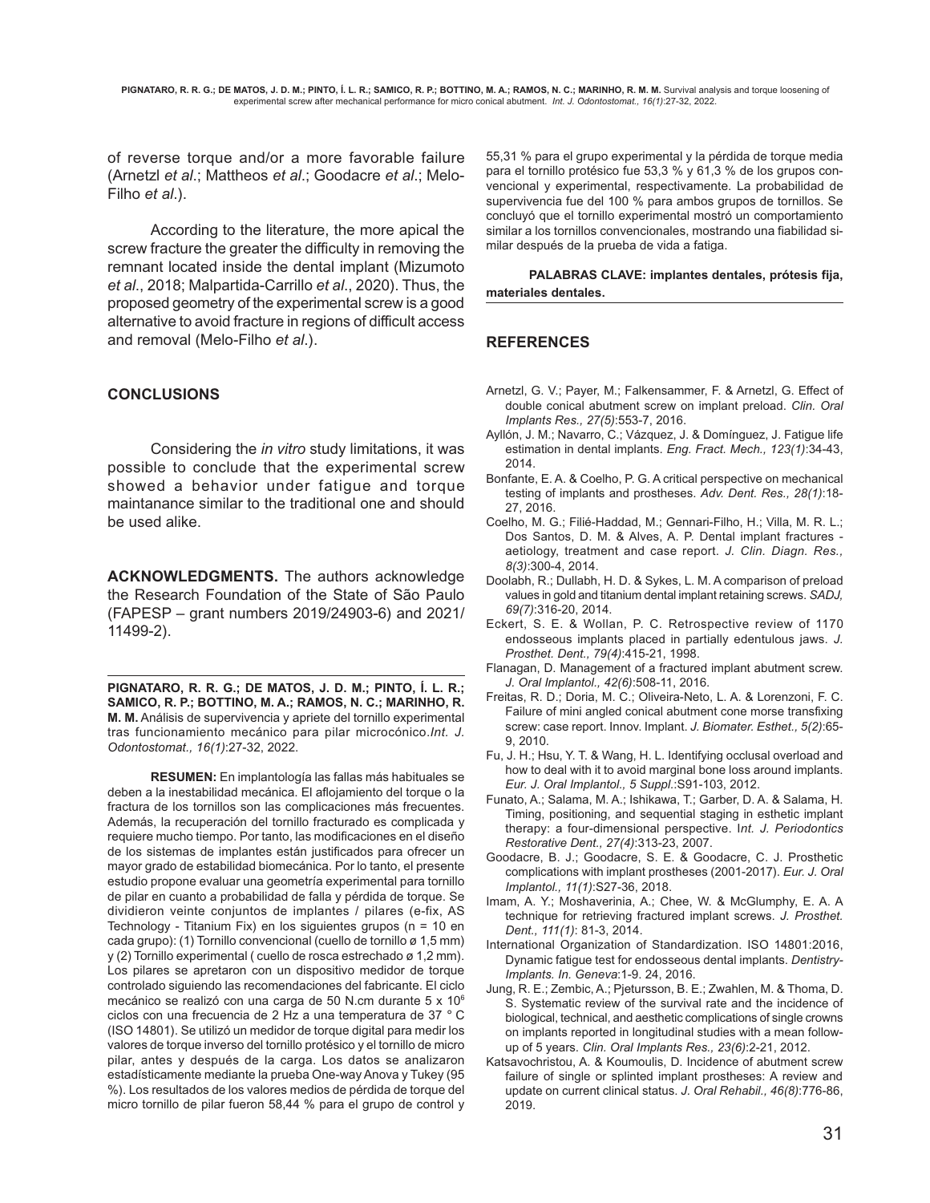of reverse torque and/or a more favorable failure (Arnetzl *et al*.; Mattheos *et al*.; Goodacre *et al*.; Melo-Filho *et al*.).

According to the literature, the more apical the screw fracture the greater the difficulty in removing the remnant located inside the dental implant (Mizumoto *et al*., 2018; Malpartida-Carrillo *et al*., 2020). Thus, the proposed geometry of the experimental screw is a good alternative to avoid fracture in regions of difficult access and removal (Melo-Filho *et al*.).

## CONCLUSIONS

Considering the *in vitro* study limitations, it was possible to conclude that the experimental screw showed a behavior under fatigue and torque maintanance similar to the traditional one and should be used alike.

**ACKNOWLEDGMENTS.** The authors acknowledge the Research Foundation of the State of São Paulo (FAPESP – grant numbers 2019/24903-6) and 2021/11499-2).

---

**PIGNATARO, R. R. G.; DE MATOS, J. D. M.; PINTO, Í. L. R.; SAMICO, R. P.; BOTTINO, M. A.; RAMOS, N. C.; MARINHO, R. M. M.** Análisis de supervivencia y apriete del tornillo experimental tras funcionamiento mecánico para pilar microcónico.*Int. J. Odontostomat., 16(1)*:27-32, 2022.

**RESUMEN:** En implantología las fallas más habituales se deben a la inestabilidad mecánica. El aflojamiento del torque o la fractura de los tornillos son las complicaciones más frecuentes. Además, la recuperación del tornillo fracturado es complicada y requiere mucho tiempo. Por tanto, las modificaciones en el diseño de los sistemas de implantes están justificados para ofrecer un mayor grado de estabilidad biomecánica. Por lo tanto, el presente estudio propone evaluar una geometría experimental para tornillo de pilar en cuanto a probabilidad de falla y pérdida de torque. Se dividieron veinte conjuntos de implantes / pilares (e-fix, AS Technology - Titanium Fix) en los siguientes grupos (n = 10 en cada grupo): (1) Tornillo convencional (cuello de tornillo ø 1,5 mm) y (2) Tornillo experimental ( cuello de rosca estrechado ø 1,2 mm). Los pilares se apretaron con un dispositivo medidor de torque controlado siguiendo las recomendaciones del fabricante. El ciclo mecánico se realizó con una carga de 50 N.cm durante 5 x $10^6$ ciclos con una frecuencia de 2 Hz a una temperatura de 37 ° C (ISO 14801). Se utilizó un medidor de torque digital para medir los valores de torque inverso del tornillo protésico y el tornillo de micro pilar, antes y después de la carga. Los datos se analizaron estadísticamente mediante la prueba One-way Anova y Tukey (95 %). Los resultados de los valores medios de pérdida de torque del micro tornillo de pilar fueron 58,44 % para el grupo de control y 55,31 % para el grupo experimental y la pérdida de torque media para el tornillo protésico fue 53,3 % y 61,3 % de los grupos convencional y experimental, respectivamente. La probabilidad de supervivencia fue del 100 % para ambos grupos de tornillos. Se concluyó que el tornillo experimental mostró un comportamiento similar a los tornillos convencionales, mostrando una fiabilidad similar después de la prueba de vida a fatiga.

**PALABRAS CLAVE: implantes dentales, prótesis fija, materiales dentales.**

---

## REFERENCES

Arnetzl, G. V.; Payer, M.; Falkensammer, F. & Arnetzl, G. Effect of double conical abutment screw on implant preload. *Clin. Oral Implants Res., 27(5)*:553-7, 2016.

Ayllón, J. M.; Navarro, C.; Vázquez, J. & Domínguez, J. Fatigue life estimation in dental implants. *Eng. Fract. Mech., 123(1)*:34-43, 2014.

Bonfante, E. A. & Coelho, P. G. A critical perspective on mechanical testing of implants and prostheses. *Adv. Dent. Res., 28(1)*:18-27, 2016.

Coelho, M. G.; Filié-Haddad, M.; Gennari-Filho, H.; Villa, M. R. L.; Dos Santos, D. M. & Alves, A. P. Dental implant fractures - aetiology, treatment and case report. *J. Clin. Diagn. Res., 8(3)*:300-4, 2014.

Doolabh, R.; Dullabh, H. D. & Sykes, L. M. A comparison of preload values in gold and titanium dental implant retaining screws. *SADJ, 69(7)*:316-20, 2014.

Eckert, S. E. & Wollan, P. C. Retrospective review of 1170 endosseous implants placed in partially edentulous jaws. *J. Prosthet. Dent., 79(4)*:415-21, 1998.

Flanagan, D. Management of a fractured implant abutment screw. *J. Oral Implantol., 42(6)*:508-11, 2016.

Freitas, R. D.; Doria, M. C.; Oliveira-Neto, L. A. & Lorenzoni, F. C. Failure of mini angled conical abutment cone morse transfixing screw: case report. Innov. Implant. *J. Biomater. Esthet., 5(2)*:65-9, 2010.

Fu, J. H.; Hsu, Y. T. & Wang, H. L. Identifying occlusal overload and how to deal with it to avoid marginal bone loss around implants. *Eur. J. Oral Implantol., 5 Suppl.*:S91-103, 2012.

Funato, A.; Salama, M. A.; Ishikawa, T.; Garber, D. A. & Salama, H. Timing, positioning, and sequential staging in esthetic implant therapy: a four-dimensional perspective. I*nt. J. Periodontics Restorative Dent., 27(4)*:313-23, 2007.

Goodacre, B. J.; Goodacre, S. E. & Goodacre, C. J. Prosthetic complications with implant prostheses (2001-2017). *Eur. J. Oral Implantol., 11(1)*:S27-36, 2018.

Imam, A. Y.; Moshaverinia, A.; Chee, W. & McGlumphy, E. A. A technique for retrieving fractured implant screws. *J. Prosthet. Dent., 111(1)*: 81-3, 2014.

International Organization of Standardization. ISO 14801:2016, Dynamic fatigue test for endosseous dental implants. *Dentistry-Implants. In. Geneva*:1-9. 24, 2016.

Jung, R. E.; Zembic, A.; Pjetursson, B. E.; Zwahlen, M. & Thoma, D. S. Systematic review of the survival rate and the incidence of biological, technical, and aesthetic complications of single crowns on implants reported in longitudinal studies with a mean follow-up of 5 years. *Clin. Oral Implants Res., 23(6)*:2-21, 2012.

Katsavochristou, A. & Koumoulis, D. Incidence of abutment screw failure of single or splinted implant prostheses: A review and update on current clinical status. *J. Oral Rehabil., 46(8)*:776-86, 2019.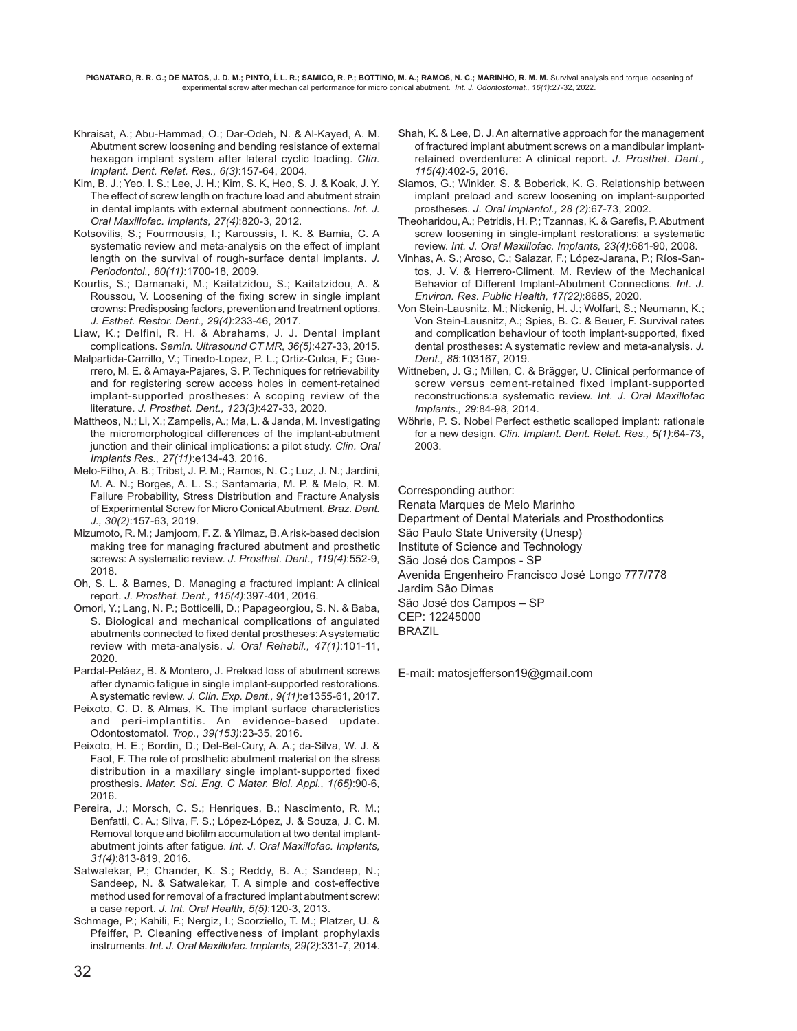Khraisat, A.; Abu-Hammad, O.; Dar-Odeh, N. & Al-Kayed, A. M. Abutment screw loosening and bending resistance of external hexagon implant system after lateral cyclic loading. *Clin. Implant. Dent. Relat. Res., 6(3)*:157-64, 2004.

Kim, B. J.; Yeo, I. S.; Lee, J. H.; Kim, S. K, Heo, S. J. & Koak, J. Y. The effect of screw length on fracture load and abutment strain in dental implants with external abutment connections. *Int. J. Oral Maxillofac. Implants, 27(4)*:820-3, 2012.

Kotsovilis, S.; Fourmousis, I.; Karoussis, I. K. & Bamia, C. A systematic review and meta-analysis on the effect of implant length on the survival of rough-surface dental implants. *J. Periodontol., 80(11)*:1700-18, 2009.

Kourtis, S.; Damanaki, M.; Kaitatzidou, S.; Kaitatzidou, A. & Roussou, V. Loosening of the fixing screw in single implant crowns: Predisposing factors, prevention and treatment options. *J. Esthet. Restor. Dent., 29(4)*:233-46, 2017.

Liaw, K.; Delfini, R. H. & Abrahams, J. J. Dental implant complications. *Semin. Ultrasound CT MR, 36(5)*:427-33, 2015.

Malpartida-Carrillo, V.; Tinedo-Lopez, P. L.; Ortiz-Culca, F.; Guerrero, M. E. & Amaya-Pajares, S. P. Techniques for retrievability and for registering screw access holes in cement-retained implant-supported prostheses: A scoping review of the literature. *J. Prosthet. Dent., 123(3)*:427-33, 2020.

Mattheos, N.; Li, X.; Zampelis, A.; Ma, L. & Janda, M. Investigating the micromorphological differences of the implant-abutment junction and their clinical implications: a pilot study. *Clin. Oral Implants Res., 27(11)*:e134-43, 2016.

Melo-Filho, A. B.; Tribst, J. P. M.; Ramos, N. C.; Luz, J. N.; Jardini, M. A. N.; Borges, A. L. S.; Santamaria, M. P. & Melo, R. M. Failure Probability, Stress Distribution and Fracture Analysis of Experimental Screw for Micro Conical Abutment. *Braz. Dent. J., 30(2)*:157-63, 2019.

Mizumoto, R. M.; Jamjoom, F. Z. & Yilmaz, B. A risk-based decision making tree for managing fractured abutment and prosthetic screws: A systematic review. *J. Prosthet. Dent., 119(4)*:552-9, 2018.

Oh, S. L. & Barnes, D. Managing a fractured implant: A clinical report. *J. Prosthet. Dent., 115(4)*:397-401, 2016.

Omori, Y.; Lang, N. P.; Botticelli, D.; Papageorgiou, S. N. & Baba, S. Biological and mechanical complications of angulated abutments connected to fixed dental prostheses: A systematic review with meta-analysis. *J. Oral Rehabil., 47(1)*:101-11, 2020.

Pardal-Peláez, B. & Montero, J. Preload loss of abutment screws after dynamic fatigue in single implant-supported restorations. A systematic review. *J. Clin. Exp. Dent., 9(11)*:e1355-61, 2017.

Peixoto, C. D. & Almas, K. The implant surface characteristics and peri-implantitis. An evidence-based update. Odontostomatol. *Trop., 39(153)*:23-35, 2016.

Peixoto, H. E.; Bordin, D.; Del-Bel-Cury, A. A.; da-Silva, W. J. & Faot, F. The role of prosthetic abutment material on the stress distribution in a maxillary single implant-supported fixed prosthesis. *Mater. Sci. Eng. C Mater. Biol. Appl., 1(65)*:90-6, 2016.

Pereira, J.; Morsch, C. S.; Henriques, B.; Nascimento, R. M.; Benfatti, C. A.; Silva, F. S.; López-López, J. & Souza, J. C. M. Removal torque and biofilm accumulation at two dental implant-abutment joints after fatigue. *Int. J. Oral Maxillofac. Implants, 31(4)*:813-819, 2016.

Satwalekar, P.; Chander, K. S.; Reddy, B. A.; Sandeep, N.; Sandeep, N. & Satwalekar, T. A simple and cost-effective method used for removal of a fractured implant abutment screw: a case report. *J. Int. Oral Health, 5(5)*:120-3, 2013.

Schmage, P.; Kahili, F.; Nergiz, I.; Scorziello, T. M.; Platzer, U. & Pfeiffer, P. Cleaning effectiveness of implant prophylaxis instruments. *Int. J. Oral Maxillofac. Implants, 29(2)*:331-7, 2014.

Shah, K. & Lee, D. J. An alternative approach for the management of fractured implant abutment screws on a mandibular implant-retained overdenture: A clinical report. *J. Prosthet. Dent., 115(4)*:402-5, 2016.

Siamos, G.; Winkler, S. & Boberick, K. G. Relationship between implant preload and screw loosening on implant-supported prostheses. *J. Oral Implantol., 28 (2)*:67-73, 2002.

Theoharidou, A.; Petridis, H. P.; Tzannas, K. & Garefis, P. Abutment screw loosening in single-implant restorations: a systematic review. *Int. J. Oral Maxillofac. Implants, 23(4)*:681-90, 2008.

Vinhas, A. S.; Aroso, C.; Salazar, F.; López-Jarana, P.; Ríos-Santos, J. V. & Herrero-Climent, M. Review of the Mechanical Behavior of Different Implant-Abutment Connections. *Int. J. Environ. Res. Public Health, 17(22)*:8685, 2020.

Von Stein-Lausnitz, M.; Nickenig, H. J.; Wolfart, S.; Neumann, K.; Von Stein-Lausnitz, A.; Spies, B. C. & Beuer, F. Survival rates and complication behaviour of tooth implant-supported, fixed dental prostheses: A systematic review and meta-analysis. *J. Dent., 88*:103167, 2019.

Wittneben, J. G.; Millen, C. & Brägger, U. Clinical performance of screw versus cement-retained fixed implant-supported reconstructions:a systematic review. *Int. J. Oral Maxillofac Implants., 29*:84-98, 2014.

Wöhrle, P. S. Nobel Perfect esthetic scalloped implant: rationale for a new design. *Clin. Implant. Dent. Relat. Res., 5(1)*:64-73, 2003.

Corresponding author:
Renata Marques de Melo Marinho
Department of Dental Materials and Prosthodontics
São Paulo State University (Unesp)
Institute of Science and Technology
São José dos Campos - SP
Avenida Engenheiro Francisco José Longo 777/778
Jardim São Dimas
São José dos Campos – SP
CEP: 12245000
BRAZIL

E-mail: matosjefferson19@gmail.com